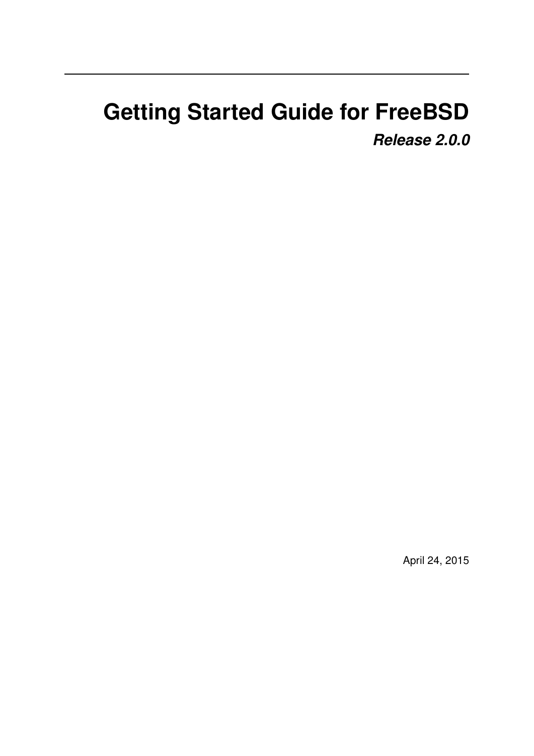# Getting Started Guide for FreeBSD

***Release 2.0.0***

April 24, 2015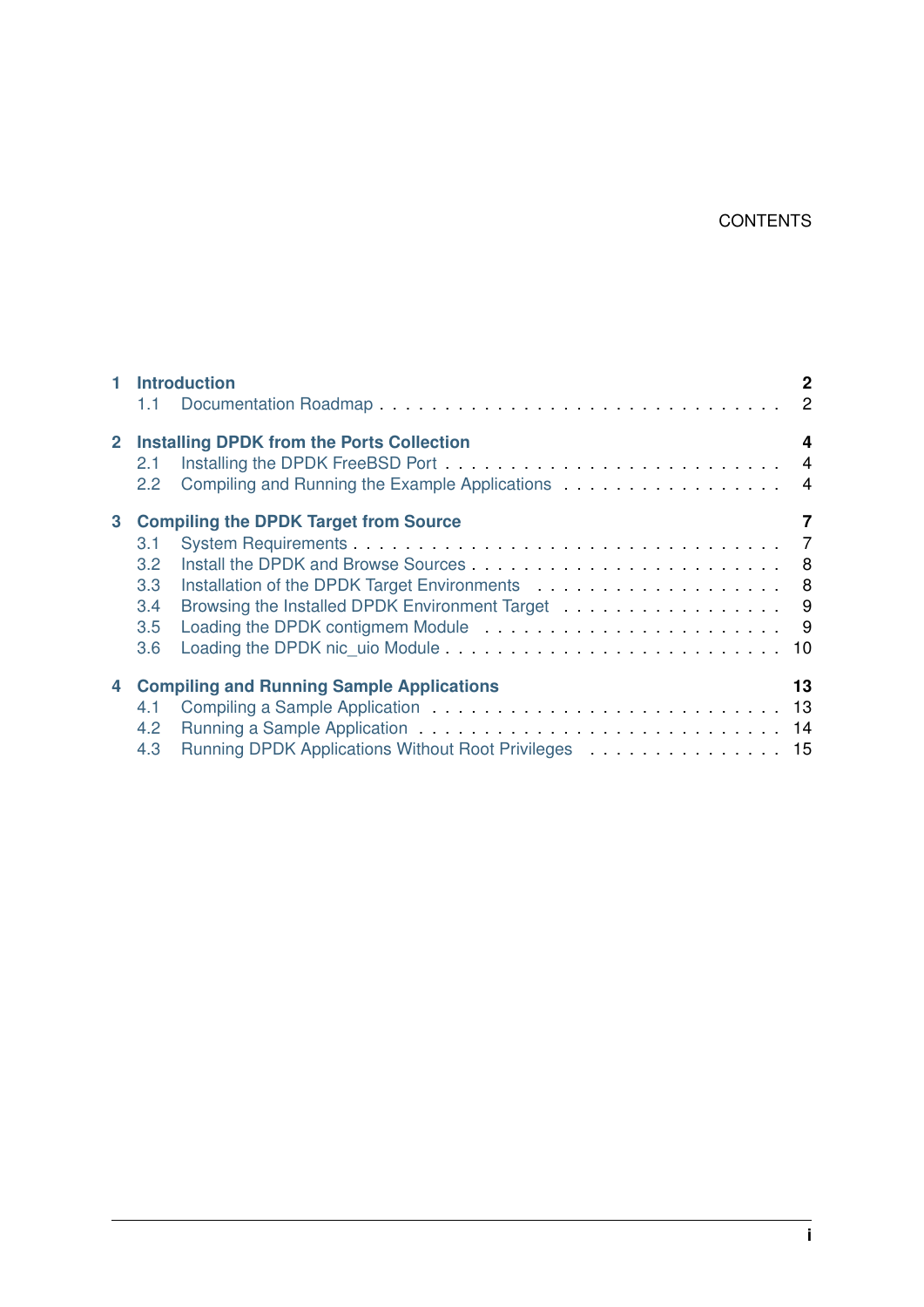# CONTENTS

**1 Introduction** **2**
- 1.1 Documentation Roadmap . . . . . . . . . . . . . . . . . . . . . . . . . . . . . 2

**2 Installing DPDK from the Ports Collection** **4**
- 2.1 Installing the DPDK FreeBSD Port . . . . . . . . . . . . . . . . . . . . . . . . 4
- 2.2 Compiling and Running the Example Applications . . . . . . . . . . . . . . . . 4

**3 Compiling the DPDK Target from Source** **7**
- 3.1 System Requirements . . . . . . . . . . . . . . . . . . . . . . . . . . . . . . 7
- 3.2 Install the DPDK and Browse Sources . . . . . . . . . . . . . . . . . . . . . . 8
- 3.3 Installation of the DPDK Target Environments . . . . . . . . . . . . . . . . . . 8
- 3.4 Browsing the Installed DPDK Environment Target . . . . . . . . . . . . . . . . 9
- 3.5 Loading the DPDK contigmem Module . . . . . . . . . . . . . . . . . . . . . . 9
- 3.6 Loading the DPDK nic_uio Module . . . . . . . . . . . . . . . . . . . . . . . . 10

**4 Compiling and Running Sample Applications** **13**
- 4.1 Compiling a Sample Application . . . . . . . . . . . . . . . . . . . . . . . . . 13
- 4.2 Running a Sample Application . . . . . . . . . . . . . . . . . . . . . . . . . . 14
- 4.3 Running DPDK Applications Without Root Privileges . . . . . . . . . . . . . . . 15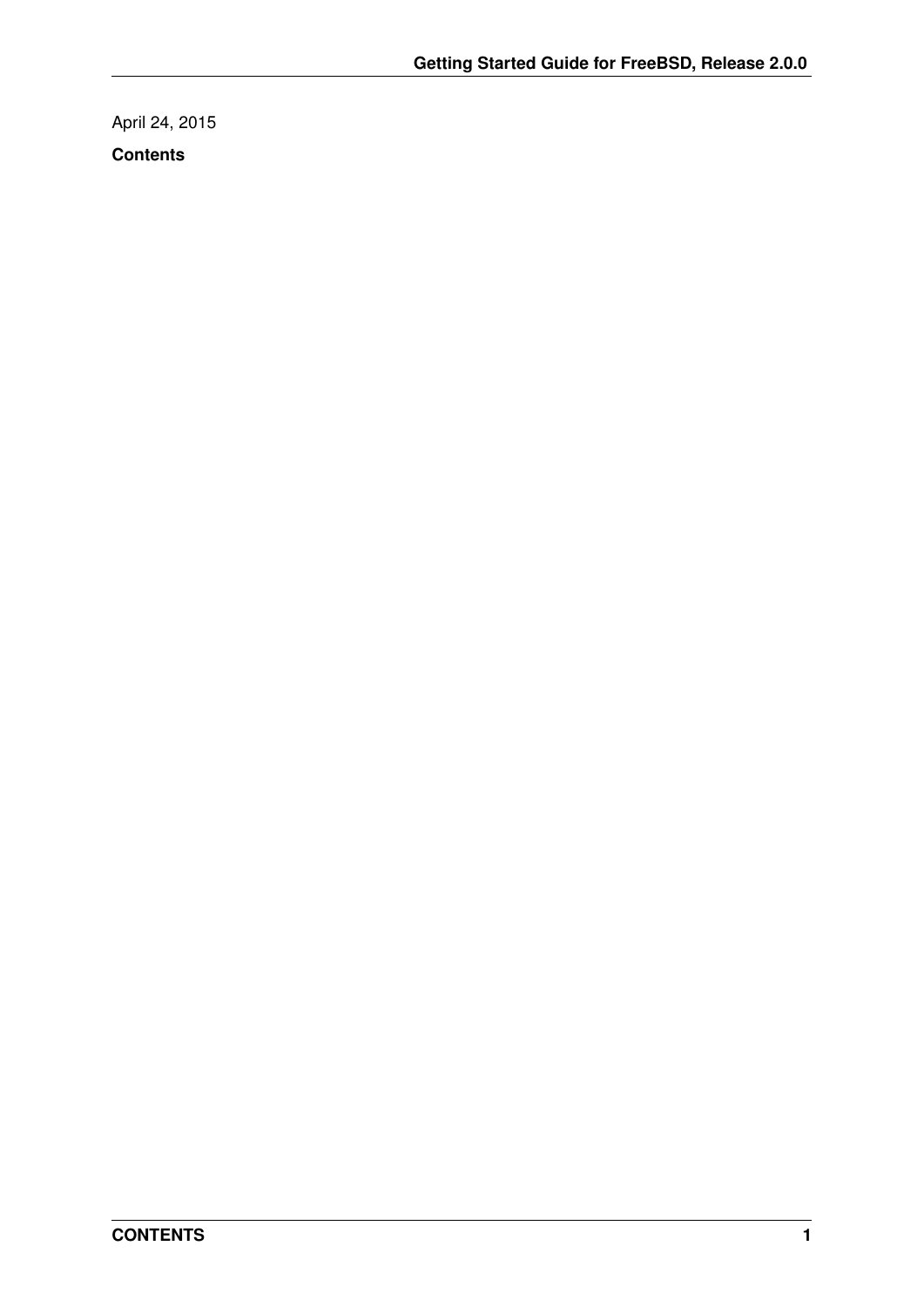April 24, 2015

**Contents**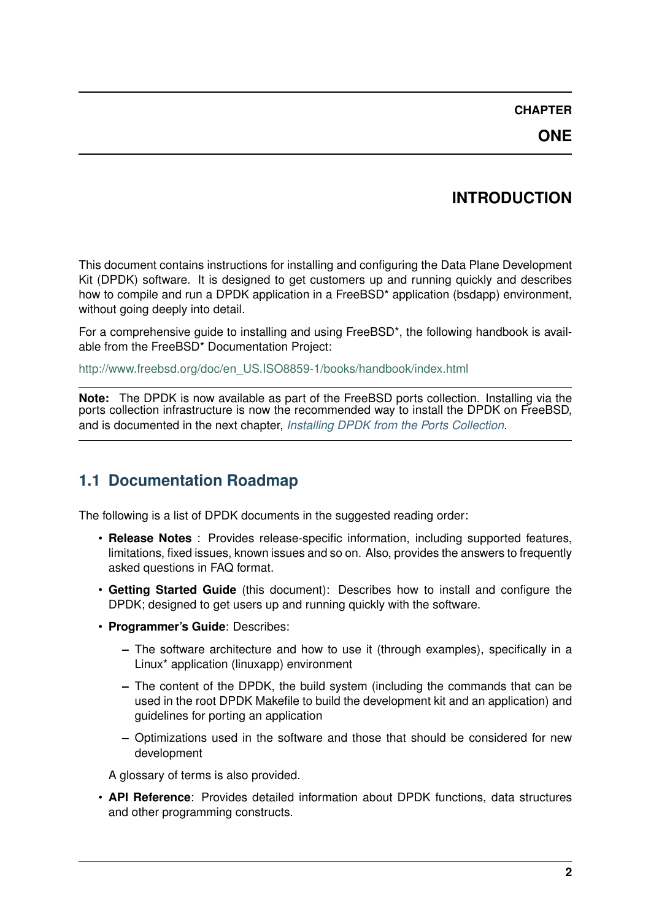# CHAPTER ONE

# INTRODUCTION

This document contains instructions for installing and configuring the Data Plane Development Kit (DPDK) software. It is designed to get customers up and running quickly and describes how to compile and run a DPDK application in a FreeBSD* application (bsdapp) environment, without going deeply into detail.

For a comprehensive guide to installing and using FreeBSD*, the following handbook is available from the FreeBSD* Documentation Project:

http://www.freebsd.org/doc/en_US.ISO8859-1/books/handbook/index.html

**Note:** The DPDK is now available as part of the FreeBSD ports collection. Installing via the ports collection infrastructure is now the recommended way to install the DPDK on FreeBSD, and is documented in the next chapter, *Installing DPDK from the Ports Collection*.

## 1.1 Documentation Roadmap

The following is a list of DPDK documents in the suggested reading order:

- **Release Notes** : Provides release-specific information, including supported features, limitations, fixed issues, known issues and so on. Also, provides the answers to frequently asked questions in FAQ format.
- **Getting Started Guide** (this document): Describes how to install and configure the DPDK; designed to get users up and running quickly with the software.
- **Programmer's Guide**: Describes:
  - The software architecture and how to use it (through examples), specifically in a Linux* application (linuxapp) environment
  - The content of the DPDK, the build system (including the commands that can be used in the root DPDK Makefile to build the development kit and an application) and guidelines for porting an application
  - Optimizations used in the software and those that should be considered for new development

  A glossary of terms is also provided.
- **API Reference**: Provides detailed information about DPDK functions, data structures and other programming constructs.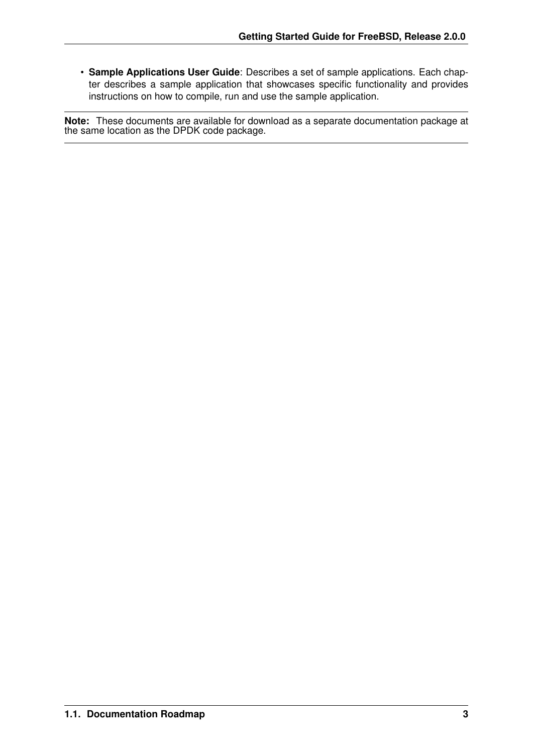- **Sample Applications User Guide**: Describes a set of sample applications. Each chapter describes a sample application that showcases specific functionality and provides instructions on how to compile, run and use the sample application.

---

**Note:** These documents are available for download as a separate documentation package at the same location as the DPDK code package.

---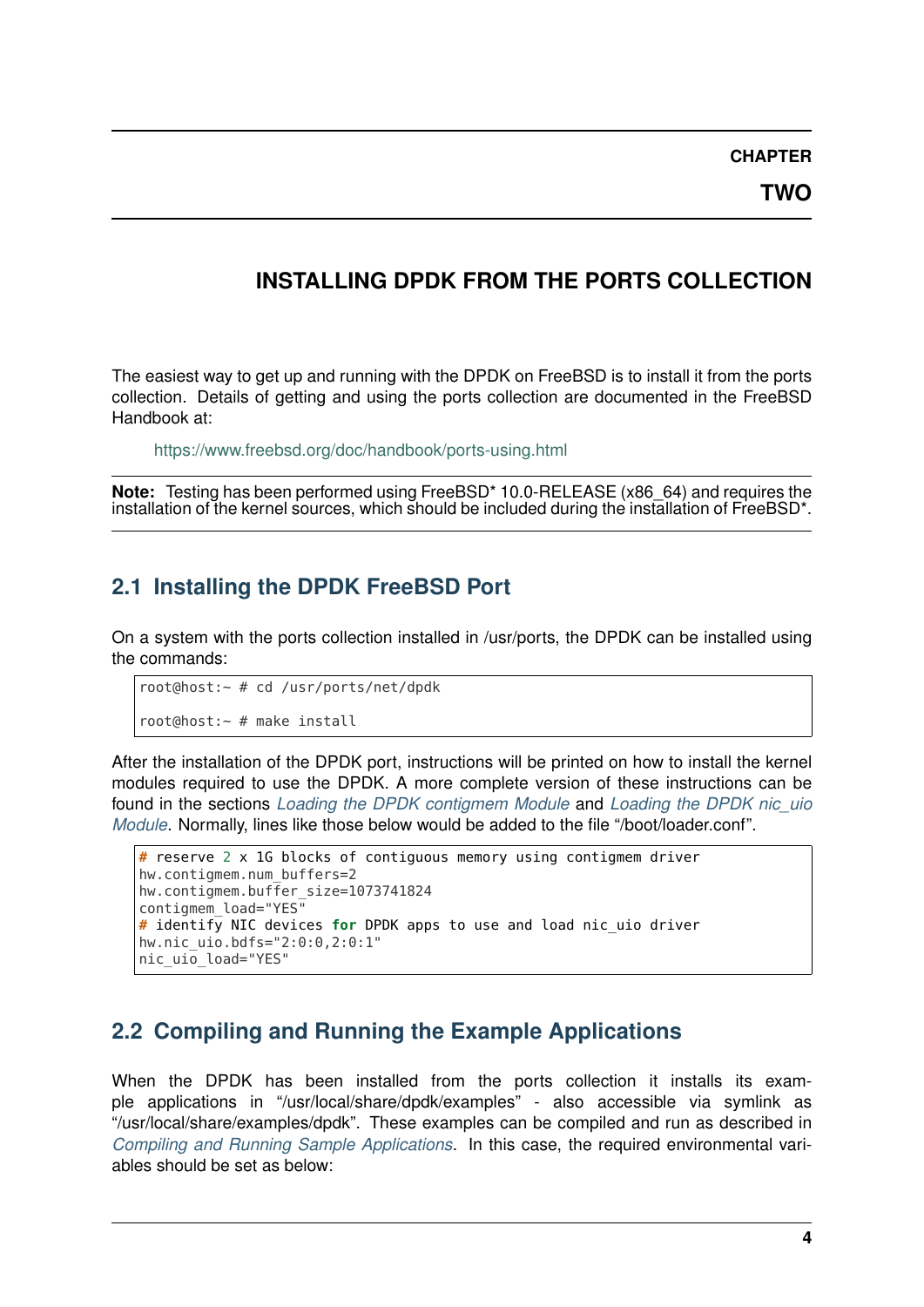# CHAPTER TWO

# INSTALLING DPDK FROM THE PORTS COLLECTION

The easiest way to get up and running with the DPDK on FreeBSD is to install it from the ports collection. Details of getting and using the ports collection are documented in the FreeBSD Handbook at:

https://www.freebsd.org/doc/handbook/ports-using.html

**Note:** Testing has been performed using FreeBSD* 10.0-RELEASE (x86_64) and requires the installation of the kernel sources, which should be included during the installation of FreeBSD*.

## 2.1 Installing the DPDK FreeBSD Port

On a system with the ports collection installed in /usr/ports, the DPDK can be installed using the commands:

```
root@host:~ # cd /usr/ports/net/dpdk

root@host:~ # make install
```

After the installation of the DPDK port, instructions will be printed on how to install the kernel modules required to use the DPDK. A more complete version of these instructions can be found in the sections *Loading the DPDK contigmem Module* and *Loading the DPDK nic_uio Module*. Normally, lines like those below would be added to the file "/boot/loader.conf".

```
# reserve 2 x 1G blocks of contiguous memory using contigmem driver
hw.contigmem.num_buffers=2
hw.contigmem.buffer_size=1073741824
contigmem_load="YES"
# identify NIC devices for DPDK apps to use and load nic_uio driver
hw.nic_uio.bdfs="2:0:0,2:0:1"
nic_uio_load="YES"
```

## 2.2 Compiling and Running the Example Applications

When the DPDK has been installed from the ports collection it installs its example applications in "/usr/local/share/dpdk/examples" - also accessible via symlink as "/usr/local/share/examples/dpdk". These examples can be compiled and run as described in *Compiling and Running Sample Applications*. In this case, the required environmental variables should be set as below: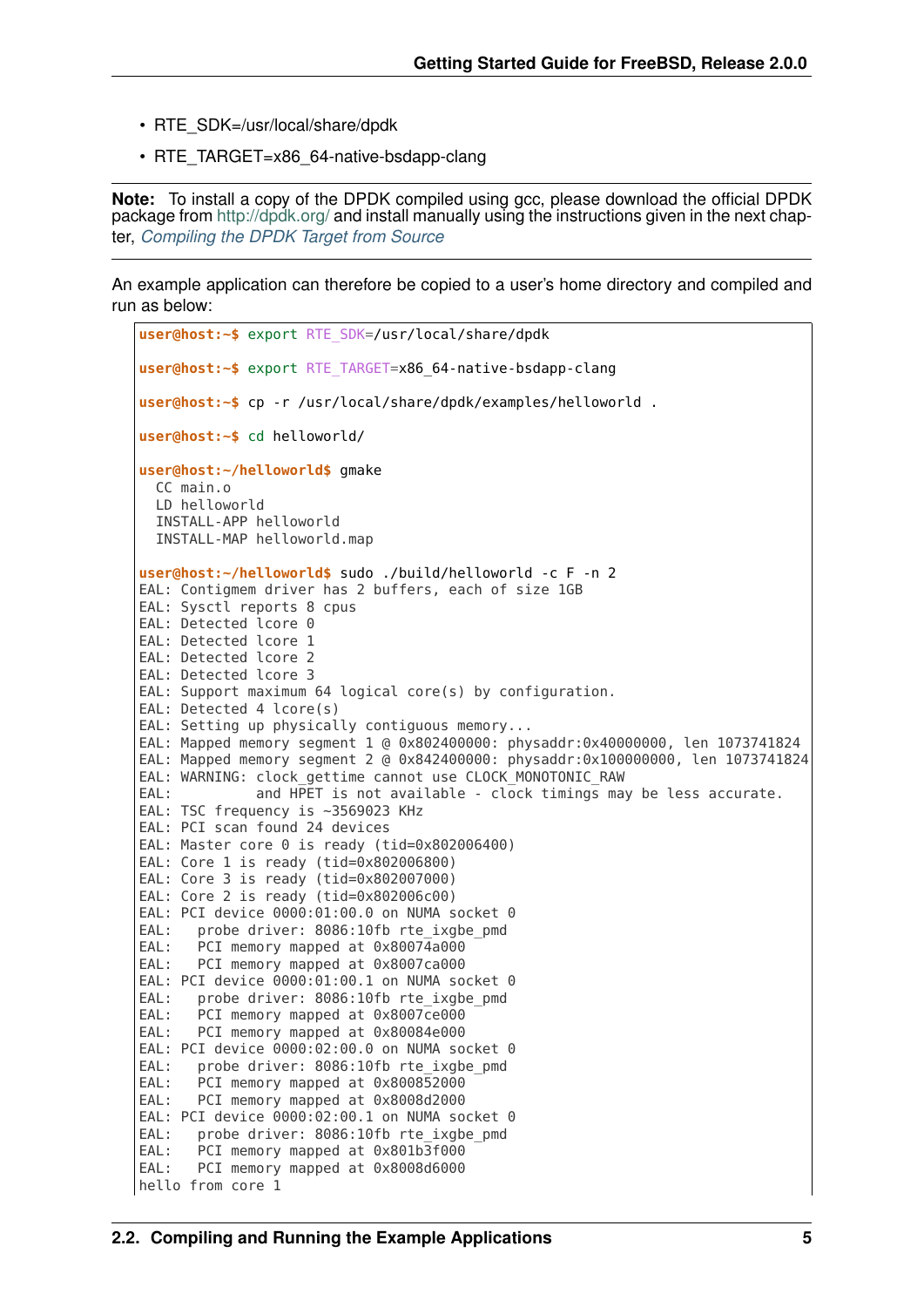- RTE_SDK=/usr/local/share/dpdk
- RTE_TARGET=x86_64-native-bsdapp-clang

**Note:** To install a copy of the DPDK compiled using gcc, please download the official DPDK package from http://dpdk.org/ and install manually using the instructions given in the next chapter, *Compiling the DPDK Target from Source*

An example application can therefore be copied to a user's home directory and compiled and run as below:

```
user@host:~$ export RTE_SDK=/usr/local/share/dpdk

user@host:~$ export RTE_TARGET=x86_64-native-bsdapp-clang

user@host:~$ cp -r /usr/local/share/dpdk/examples/helloworld .

user@host:~$ cd helloworld/

user@host:~/helloworld$ gmake
  CC main.o
  LD helloworld
  INSTALL-APP helloworld
  INSTALL-MAP helloworld.map

user@host:~/helloworld$ sudo ./build/helloworld -c F -n 2
EAL: Contigmem driver has 2 buffers, each of size 1GB
EAL: Sysctl reports 8 cpus
EAL: Detected lcore 0
EAL: Detected lcore 1
EAL: Detected lcore 2
EAL: Detected lcore 3
EAL: Support maximum 64 logical core(s) by configuration.
EAL: Detected 4 lcore(s)
EAL: Setting up physically contiguous memory...
EAL: Mapped memory segment 1 @ 0x802400000: physaddr:0x40000000, len 1073741824
EAL: Mapped memory segment 2 @ 0x842400000: physaddr:0x100000000, len 1073741824
EAL: WARNING: clock_gettime cannot use CLOCK_MONOTONIC_RAW
EAL:          and HPET is not available - clock timings may be less accurate.
EAL: TSC frequency is ~3569023 KHz
EAL: PCI scan found 24 devices
EAL: Master core 0 is ready (tid=0x802006400)
EAL: Core 1 is ready (tid=0x802006800)
EAL: Core 3 is ready (tid=0x802007000)
EAL: Core 2 is ready (tid=0x802006c00)
EAL: PCI device 0000:01:00.0 on NUMA socket 0
EAL:   probe driver: 8086:10fb rte_ixgbe_pmd
EAL:   PCI memory mapped at 0x80074a000
EAL:   PCI memory mapped at 0x8007ca000
EAL: PCI device 0000:01:00.1 on NUMA socket 0
EAL:   probe driver: 8086:10fb rte_ixgbe_pmd
EAL:   PCI memory mapped at 0x8007ce000
EAL:   PCI memory mapped at 0x80084e000
EAL: PCI device 0000:02:00.0 on NUMA socket 0
EAL:   probe driver: 8086:10fb rte_ixgbe_pmd
EAL:   PCI memory mapped at 0x800852000
EAL:   PCI memory mapped at 0x8008d2000
EAL: PCI device 0000:02:00.1 on NUMA socket 0
EAL:   probe driver: 8086:10fb rte_ixgbe_pmd
EAL:   PCI memory mapped at 0x801b3f000
EAL:   PCI memory mapped at 0x8008d6000
hello from core 1
```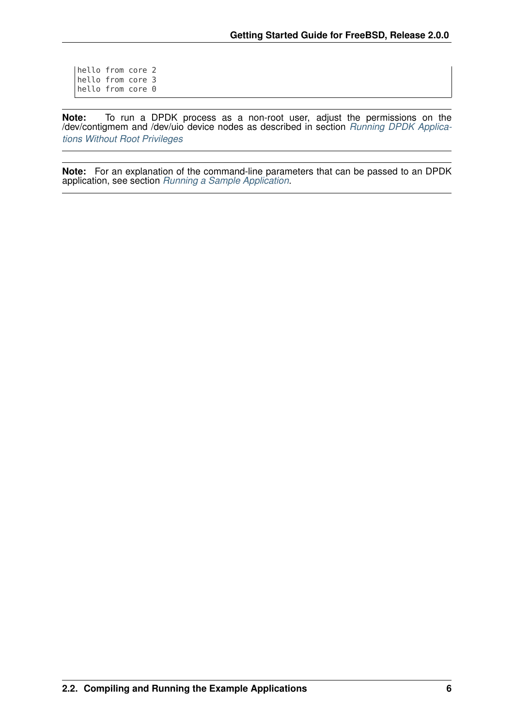```
hello from core 2
hello from core 3
hello from core 0
```

**Note:** To run a DPDK process as a non-root user, adjust the permissions on the /dev/contigmem and /dev/uio device nodes as described in section *Running DPDK Applications Without Root Privileges*

**Note:** For an explanation of the command-line parameters that can be passed to an DPDK application, see section *Running a Sample Application*.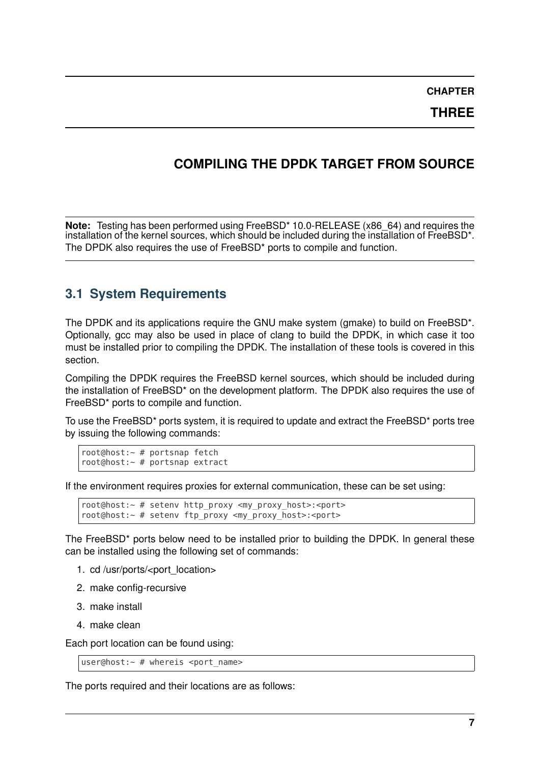# CHAPTER THREE

# COMPILING THE DPDK TARGET FROM SOURCE

**Note:** Testing has been performed using FreeBSD* 10.0-RELEASE (x86_64) and requires the installation of the kernel sources, which should be included during the installation of FreeBSD*. The DPDK also requires the use of FreeBSD* ports to compile and function.

## 3.1 System Requirements

The DPDK and its applications require the GNU make system (gmake) to build on FreeBSD*. Optionally, gcc may also be used in place of clang to build the DPDK, in which case it too must be installed prior to compiling the DPDK. The installation of these tools is covered in this section.

Compiling the DPDK requires the FreeBSD kernel sources, which should be included during the installation of FreeBSD* on the development platform. The DPDK also requires the use of FreeBSD* ports to compile and function.

To use the FreeBSD* ports system, it is required to update and extract the FreeBSD* ports tree by issuing the following commands:

```
root@host:~ # portsnap fetch
root@host:~ # portsnap extract
```

If the environment requires proxies for external communication, these can be set using:

```
root@host:~ # setenv http_proxy <my_proxy_host>:<port>
root@host:~ # setenv ftp_proxy <my_proxy_host>:<port>
```

The FreeBSD* ports below need to be installed prior to building the DPDK. In general these can be installed using the following set of commands:

1. cd /usr/ports/<port_location>
2. make config-recursive
3. make install
4. make clean

Each port location can be found using:

```
user@host:~ # whereis <port_name>
```

The ports required and their locations are as follows: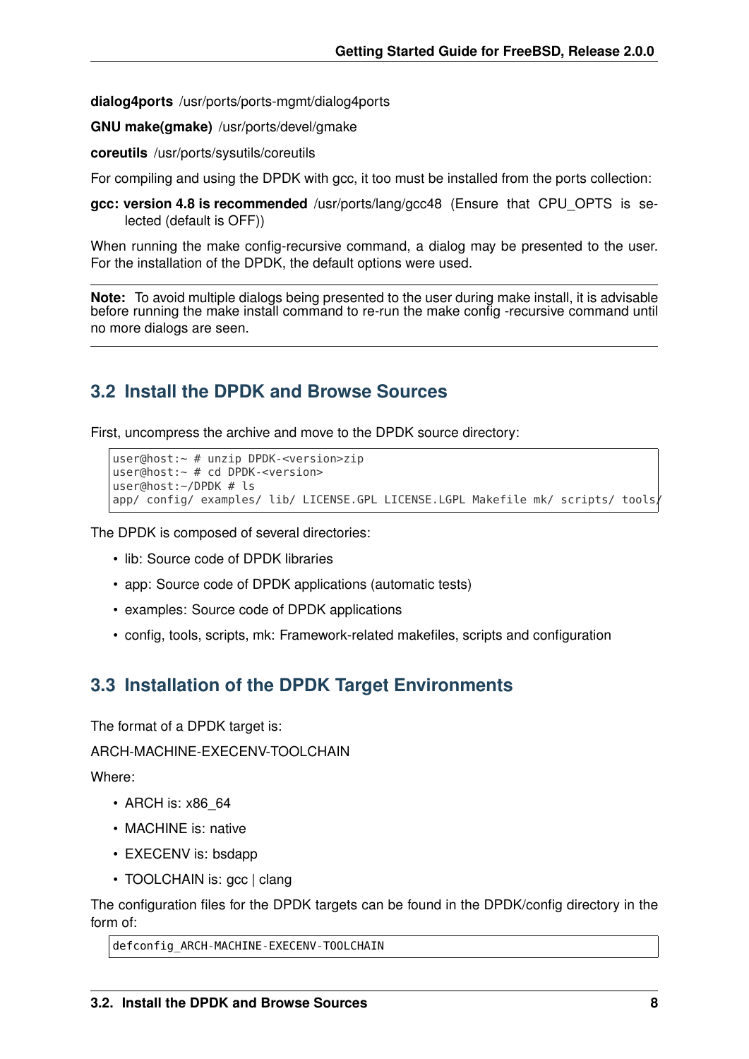**dialog4ports** /usr/ports/ports-mgmt/dialog4ports

**GNU make(gmake)** /usr/ports/devel/gmake

**coreutils** /usr/ports/sysutils/coreutils

For compiling and using the DPDK with gcc, it too must be installed from the ports collection:

**gcc: version 4.8 is recommended** /usr/ports/lang/gcc48 (Ensure that CPU_OPTS is selected (default is OFF))

When running the make config-recursive command, a dialog may be presented to the user. For the installation of the DPDK, the default options were used.

---

**Note:** To avoid multiple dialogs being presented to the user during make install, it is advisable before running the make install command to re-run the make config -recursive command until no more dialogs are seen.

---

## 3.2 Install the DPDK and Browse Sources

First, uncompress the archive and move to the DPDK source directory:

```
user@host:~ # unzip DPDK-<version>zip
user@host:~ # cd DPDK-<version>
user@host:~/DPDK # ls
app/ config/ examples/ lib/ LICENSE.GPL LICENSE.LGPL Makefile mk/ scripts/ tools/
```

The DPDK is composed of several directories:

- lib: Source code of DPDK libraries
- app: Source code of DPDK applications (automatic tests)
- examples: Source code of DPDK applications
- config, tools, scripts, mk: Framework-related makefiles, scripts and configuration

## 3.3 Installation of the DPDK Target Environments

The format of a DPDK target is:

ARCH-MACHINE-EXECENV-TOOLCHAIN

Where:

- ARCH is: x86_64
- MACHINE is: native
- EXECENV is: bsdapp
- TOOLCHAIN is: gcc | clang

The configuration files for the DPDK targets can be found in the DPDK/config directory in the form of:

```
defconfig_ARCH-MACHINE-EXECENV-TOOLCHAIN
```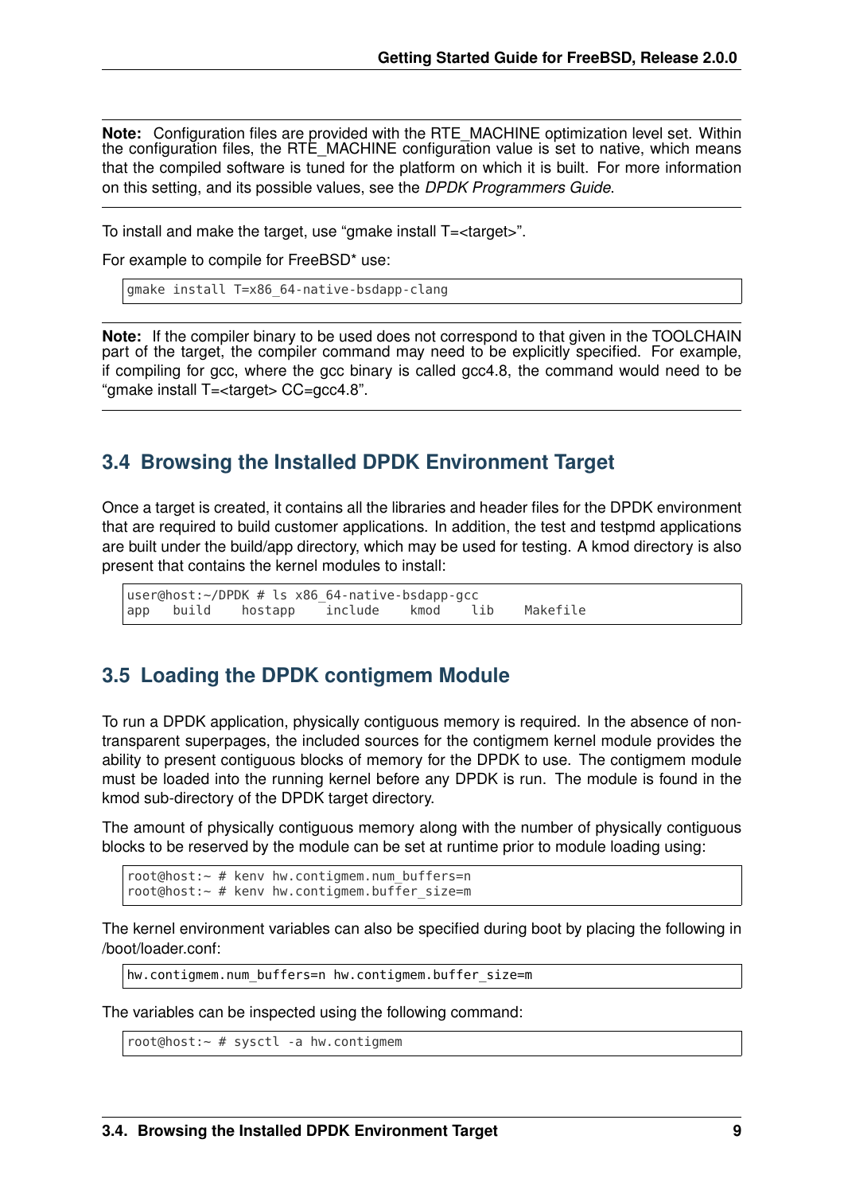**Note:** Configuration files are provided with the RTE_MACHINE optimization level set. Within the configuration files, the RTE_MACHINE configuration value is set to native, which means that the compiled software is tuned for the platform on which it is built. For more information on this setting, and its possible values, see the *DPDK Programmers Guide*.

To install and make the target, use "gmake install T=<target>".

For example to compile for FreeBSD* use:

```
gmake install T=x86_64-native-bsdapp-clang
```

**Note:** If the compiler binary to be used does not correspond to that given in the TOOLCHAIN part of the target, the compiler command may need to be explicitly specified. For example, if compiling for gcc, where the gcc binary is called gcc4.8, the command would need to be "gmake install T=<target> CC=gcc4.8".

## 3.4 Browsing the Installed DPDK Environment Target

Once a target is created, it contains all the libraries and header files for the DPDK environment that are required to build customer applications. In addition, the test and testpmd applications are built under the build/app directory, which may be used for testing. A kmod directory is also present that contains the kernel modules to install:

```
user@host:~/DPDK # ls x86_64-native-bsdapp-gcc
app   build    hostapp    include    kmod    lib    Makefile
```

## 3.5 Loading the DPDK contigmem Module

To run a DPDK application, physically contiguous memory is required. In the absence of non-transparent superpages, the included sources for the contigmem kernel module provides the ability to present contiguous blocks of memory for the DPDK to use. The contigmem module must be loaded into the running kernel before any DPDK is run. The module is found in the kmod sub-directory of the DPDK target directory.

The amount of physically contiguous memory along with the number of physically contiguous blocks to be reserved by the module can be set at runtime prior to module loading using:

```
root@host:~ # kenv hw.contigmem.num_buffers=n
root@host:~ # kenv hw.contigmem.buffer_size=m
```

The kernel environment variables can also be specified during boot by placing the following in /boot/loader.conf:

```
hw.contigmem.num_buffers=n hw.contigmem.buffer_size=m
```

The variables can be inspected using the following command:

```
root@host:~ # sysctl -a hw.contigmem
```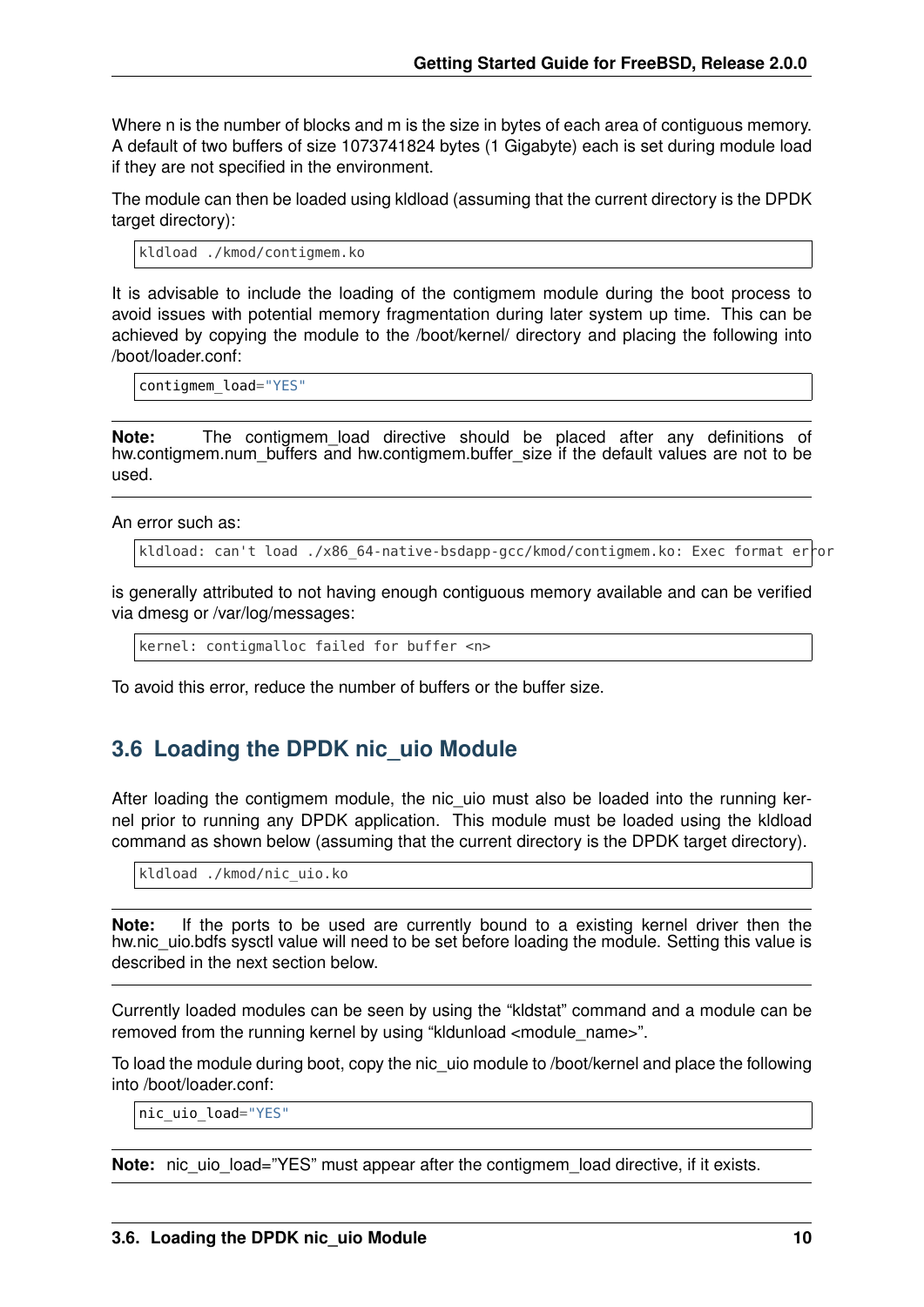Where n is the number of blocks and m is the size in bytes of each area of contiguous memory. A default of two buffers of size 1073741824 bytes (1 Gigabyte) each is set during module load if they are not specified in the environment.

The module can then be loaded using kldload (assuming that the current directory is the DPDK target directory):

```
kldload ./kmod/contigmem.ko
```

It is advisable to include the loading of the contigmem module during the boot process to avoid issues with potential memory fragmentation during later system up time. This can be achieved by copying the module to the /boot/kernel/ directory and placing the following into /boot/loader.conf:

```
contigmem_load="YES"
```

**Note:** The contigmem_load directive should be placed after any definitions of hw.contigmem.num_buffers and hw.contigmem.buffer_size if the default values are not to be used.

An error such as:

```
kldload: can't load ./x86_64-native-bsdapp-gcc/kmod/contigmem.ko: Exec format error
```

is generally attributed to not having enough contiguous memory available and can be verified via dmesg or /var/log/messages:

```
kernel: contigmalloc failed for buffer <n>
```

To avoid this error, reduce the number of buffers or the buffer size.

## 3.6 Loading the DPDK nic_uio Module

After loading the contigmem module, the nic_uio must also be loaded into the running kernel prior to running any DPDK application. This module must be loaded using the kldload command as shown below (assuming that the current directory is the DPDK target directory).

```
kldload ./kmod/nic_uio.ko
```

**Note:** If the ports to be used are currently bound to a existing kernel driver then the hw.nic_uio.bdfs sysctl value will need to be set before loading the module. Setting this value is described in the next section below.

Currently loaded modules can be seen by using the “kldstat” command and a module can be removed from the running kernel by using “kldunload <module_name>”.

To load the module during boot, copy the nic_uio module to /boot/kernel and place the following into /boot/loader.conf:

```
nic_uio_load="YES"
```

**Note:** nic_uio_load=”YES” must appear after the contigmem_load directive, if it exists.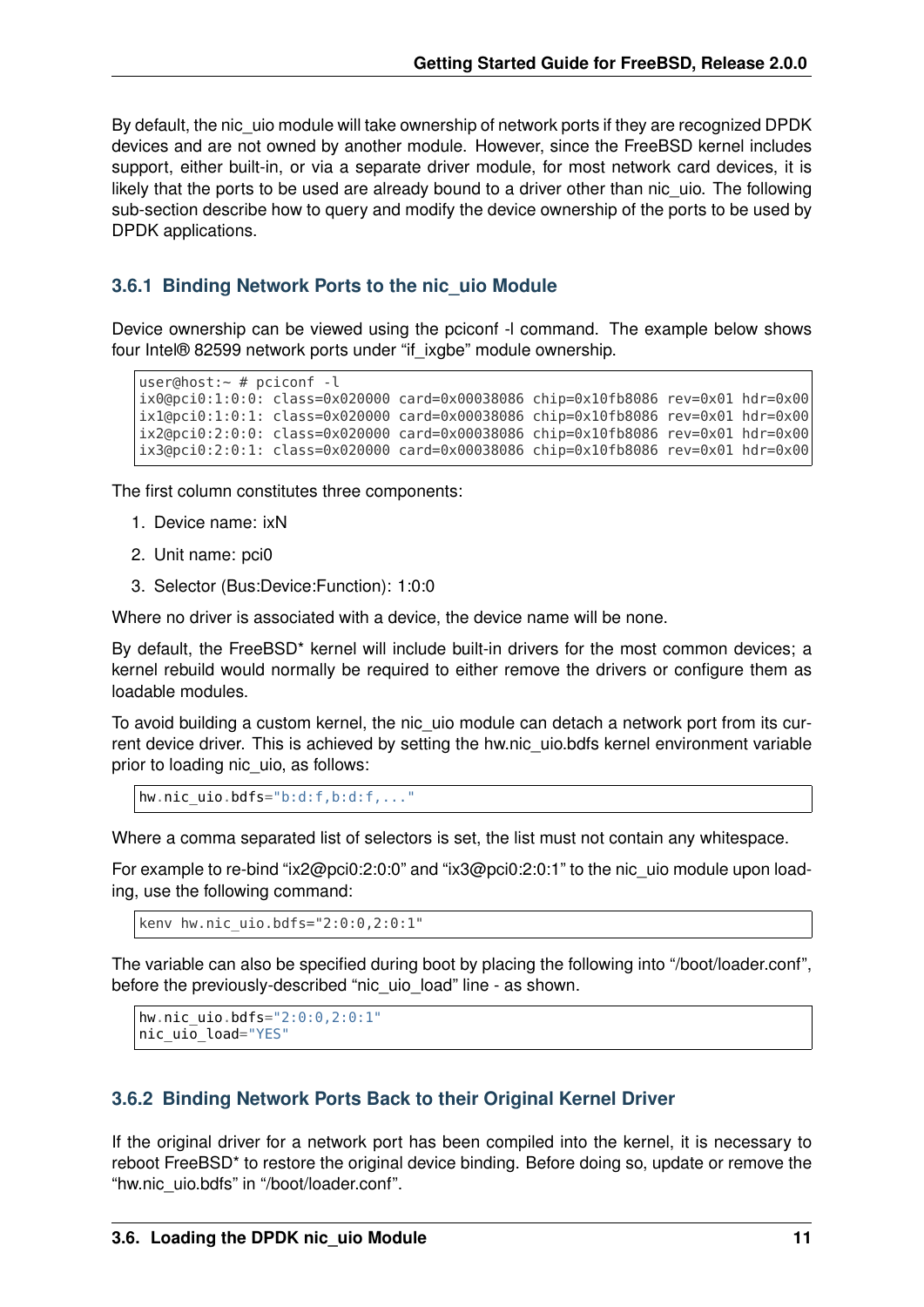By default, the nic_uio module will take ownership of network ports if they are recognized DPDK devices and are not owned by another module. However, since the FreeBSD kernel includes support, either built-in, or via a separate driver module, for most network card devices, it is likely that the ports to be used are already bound to a driver other than nic_uio. The following sub-section describe how to query and modify the device ownership of the ports to be used by DPDK applications.

### 3.6.1 Binding Network Ports to the nic_uio Module

Device ownership can be viewed using the pciconf -l command. The example below shows four Intel® 82599 network ports under "if_ixgbe" module ownership.

```
user@host:~ # pciconf -l
ix0@pci0:1:0:0: class=0x020000 card=0x00038086 chip=0x10fb8086 rev=0x01 hdr=0x00
ix1@pci0:1:0:1: class=0x020000 card=0x00038086 chip=0x10fb8086 rev=0x01 hdr=0x00
ix2@pci0:2:0:0: class=0x020000 card=0x00038086 chip=0x10fb8086 rev=0x01 hdr=0x00
ix3@pci0:2:0:1: class=0x020000 card=0x00038086 chip=0x10fb8086 rev=0x01 hdr=0x00
```

The first column constitutes three components:

1. Device name: ixN
2. Unit name: pci0
3. Selector (Bus:Device:Function): 1:0:0

Where no driver is associated with a device, the device name will be none.

By default, the FreeBSD* kernel will include built-in drivers for the most common devices; a kernel rebuild would normally be required to either remove the drivers or configure them as loadable modules.

To avoid building a custom kernel, the nic_uio module can detach a network port from its current device driver. This is achieved by setting the hw.nic_uio.bdfs kernel environment variable prior to loading nic_uio, as follows:

```
hw.nic_uio.bdfs="b:d:f,b:d:f,..."
```

Where a comma separated list of selectors is set, the list must not contain any whitespace.

For example to re-bind "ix2@pci0:2:0:0" and "ix3@pci0:2:0:1" to the nic_uio module upon loading, use the following command:

```
kenv hw.nic_uio.bdfs="2:0:0,2:0:1"
```

The variable can also be specified during boot by placing the following into "/boot/loader.conf", before the previously-described "nic_uio_load" line - as shown.

```
hw.nic_uio.bdfs="2:0:0,2:0:1"
nic_uio_load="YES"
```

### 3.6.2 Binding Network Ports Back to their Original Kernel Driver

If the original driver for a network port has been compiled into the kernel, it is necessary to reboot FreeBSD* to restore the original device binding. Before doing so, update or remove the "hw.nic_uio.bdfs" in "/boot/loader.conf".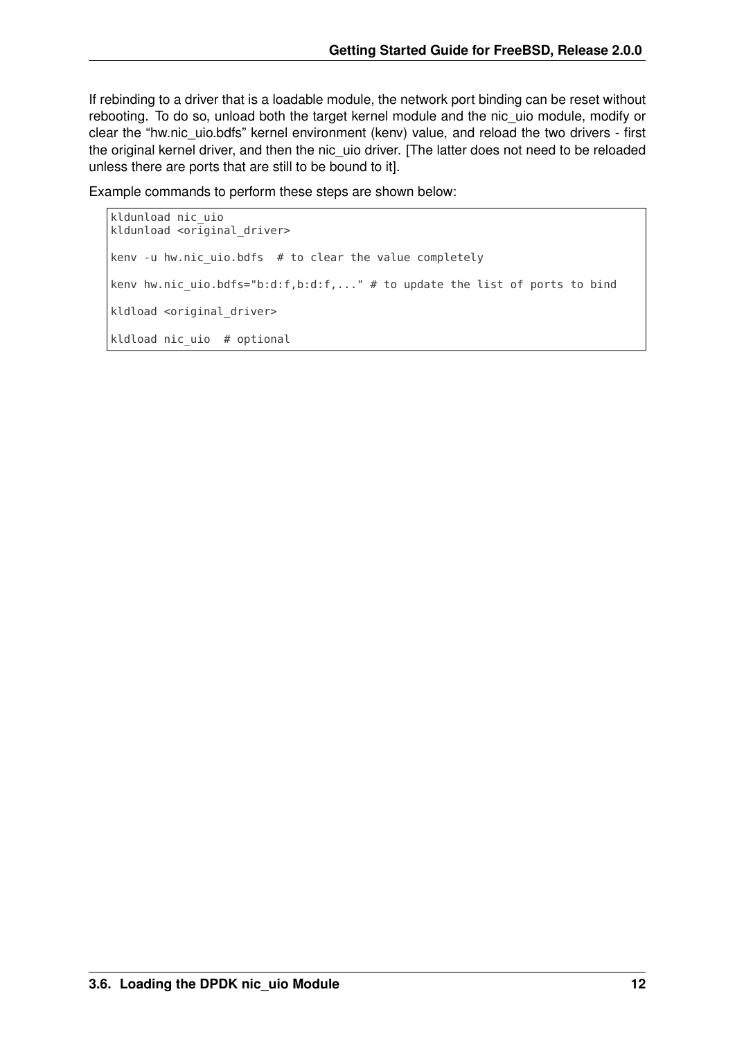If rebinding to a driver that is a loadable module, the network port binding can be reset without rebooting. To do so, unload both the target kernel module and the nic_uio module, modify or clear the "hw.nic_uio.bdfs" kernel environment (kenv) value, and reload the two drivers - first the original kernel driver, and then the nic_uio driver. [The latter does not need to be reloaded unless there are ports that are still to be bound to it].

Example commands to perform these steps are shown below:

```
kldunload nic_uio
kldunload <original_driver>

kenv -u hw.nic_uio.bdfs  # to clear the value completely

kenv hw.nic_uio.bdfs="b:d:f,b:d:f,..." # to update the list of ports to bind

kldload <original_driver>

kldload nic_uio  # optional
```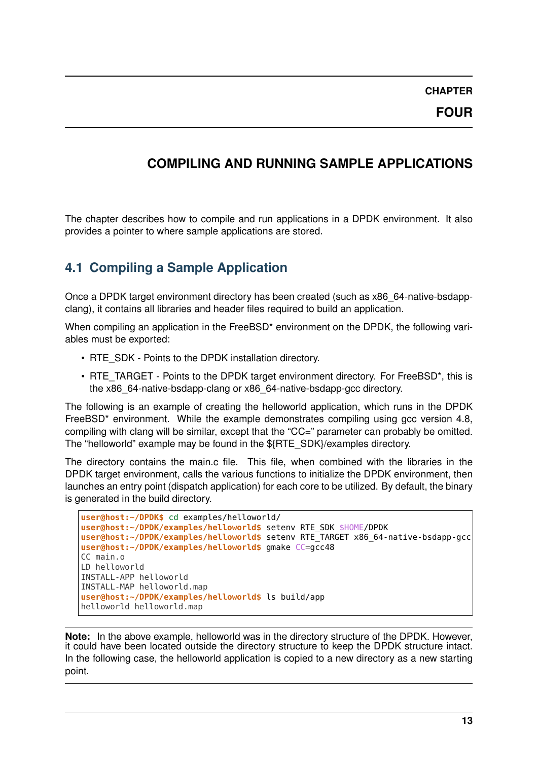# CHAPTER FOUR

# COMPILING AND RUNNING SAMPLE APPLICATIONS

The chapter describes how to compile and run applications in a DPDK environment. It also provides a pointer to where sample applications are stored.

## 4.1 Compiling a Sample Application

Once a DPDK target environment directory has been created (such as x86_64-native-bsdapp-clang), it contains all libraries and header files required to build an application.

When compiling an application in the FreeBSD* environment on the DPDK, the following variables must be exported:

- RTE_SDK - Points to the DPDK installation directory.
- RTE_TARGET - Points to the DPDK target environment directory. For FreeBSD*, this is the x86_64-native-bsdapp-clang or x86_64-native-bsdapp-gcc directory.

The following is an example of creating the helloworld application, which runs in the DPDK FreeBSD* environment. While the example demonstrates compiling using gcc version 4.8, compiling with clang will be similar, except that the "CC=" parameter can probably be omitted. The "helloworld" example may be found in the ${RTE_SDK}/examples directory.

The directory contains the main.c file. This file, when combined with the libraries in the DPDK target environment, calls the various functions to initialize the DPDK environment, then launches an entry point (dispatch application) for each core to be utilized. By default, the binary is generated in the build directory.

```
user@host:~/DPDK$ cd examples/helloworld/
user@host:~/DPDK/examples/helloworld$ setenv RTE_SDK $HOME/DPDK
user@host:~/DPDK/examples/helloworld$ setenv RTE_TARGET x86_64-native-bsdapp-gcc
user@host:~/DPDK/examples/helloworld$ gmake CC=gcc48
CC main.o
LD helloworld
INSTALL-APP helloworld
INSTALL-MAP helloworld.map
user@host:~/DPDK/examples/helloworld$ ls build/app
helloworld helloworld.map
```

**Note:** In the above example, helloworld was in the directory structure of the DPDK. However, it could have been located outside the directory structure to keep the DPDK structure intact. In the following case, the helloworld application is copied to a new directory as a new starting point.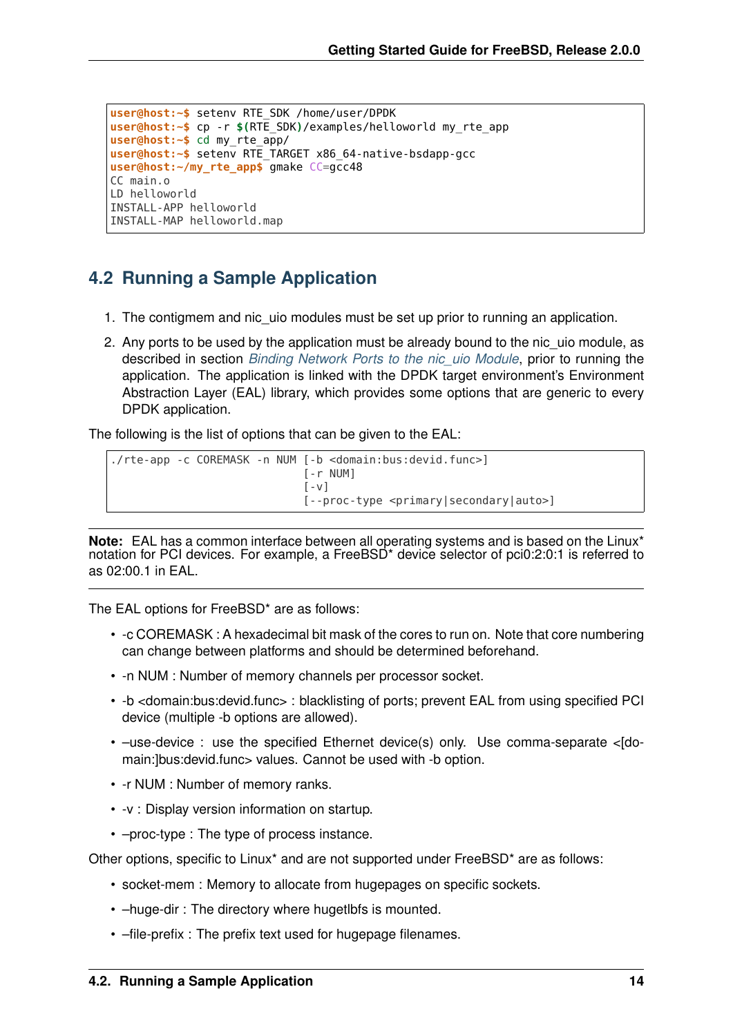```
user@host:~$ setenv RTE_SDK /home/user/DPDK
user@host:~$ cp -r $(RTE_SDK)/examples/helloworld my_rte_app
user@host:~$ cd my_rte_app/
user@host:~$ setenv RTE_TARGET x86_64-native-bsdapp-gcc
user@host:~/my_rte_app$ gmake CC=gcc48
CC main.o
LD helloworld
INSTALL-APP helloworld
INSTALL-MAP helloworld.map
```

## 4.2 Running a Sample Application

1. The contigmem and nic_uio modules must be set up prior to running an application.
2. Any ports to be used by the application must be already bound to the nic_uio module, as described in section *Binding Network Ports to the nic_uio Module*, prior to running the application. The application is linked with the DPDK target environment's Environment Abstraction Layer (EAL) library, which provides some options that are generic to every DPDK application.

The following is the list of options that can be given to the EAL:

```
./rte-app -c COREMASK -n NUM [-b <domain:bus:devid.func>]
                             [-r NUM]
                             [-v]
                             [--proc-type <primary|secondary|auto>]
```

**Note:** EAL has a common interface between all operating systems and is based on the Linux* notation for PCI devices. For example, a FreeBSD* device selector of pci0:2:0:1 is referred to as 02:00.1 in EAL.

The EAL options for FreeBSD* are as follows:

- -c COREMASK : A hexadecimal bit mask of the cores to run on. Note that core numbering can change between platforms and should be determined beforehand.
- -n NUM : Number of memory channels per processor socket.
- -b <domain:bus:devid.func> : blacklisting of ports; prevent EAL from using specified PCI device (multiple -b options are allowed).
- –use-device : use the specified Ethernet device(s) only. Use comma-separate <[domain:]bus:devid.func> values. Cannot be used with -b option.
- -r NUM : Number of memory ranks.
- -v : Display version information on startup.
- –proc-type : The type of process instance.

Other options, specific to Linux* and are not supported under FreeBSD* are as follows:

- socket-mem : Memory to allocate from hugepages on specific sockets.
- –huge-dir : The directory where hugetlbfs is mounted.
- –file-prefix : The prefix text used for hugepage filenames.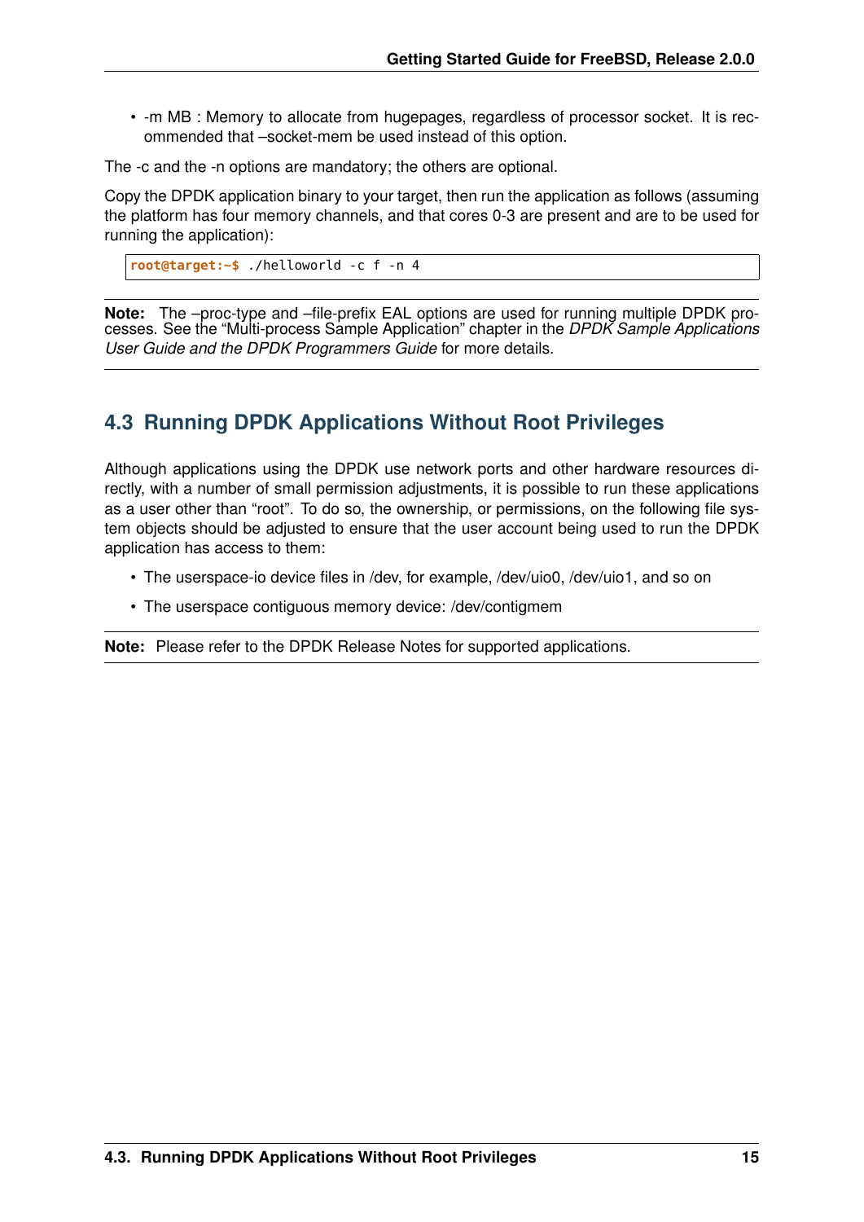- -m MB : Memory to allocate from hugepages, regardless of processor socket. It is recommended that –socket-mem be used instead of this option.

The -c and the -n options are mandatory; the others are optional.

Copy the DPDK application binary to your target, then run the application as follows (assuming the platform has four memory channels, and that cores 0-3 are present and are to be used for running the application):

```
root@target:~$ ./helloworld -c f -n 4
```

**Note:** The –proc-type and –file-prefix EAL options are used for running multiple DPDK processes. See the "Multi-process Sample Application" chapter in the *DPDK Sample Applications User Guide and the DPDK Programmers Guide* for more details.

## 4.3 Running DPDK Applications Without Root Privileges

Although applications using the DPDK use network ports and other hardware resources directly, with a number of small permission adjustments, it is possible to run these applications as a user other than "root". To do so, the ownership, or permissions, on the following file system objects should be adjusted to ensure that the user account being used to run the DPDK application has access to them:

- The userspace-io device files in /dev, for example, /dev/uio0, /dev/uio1, and so on
- The userspace contiguous memory device: /dev/contigmem

**Note:** Please refer to the DPDK Release Notes for supported applications.